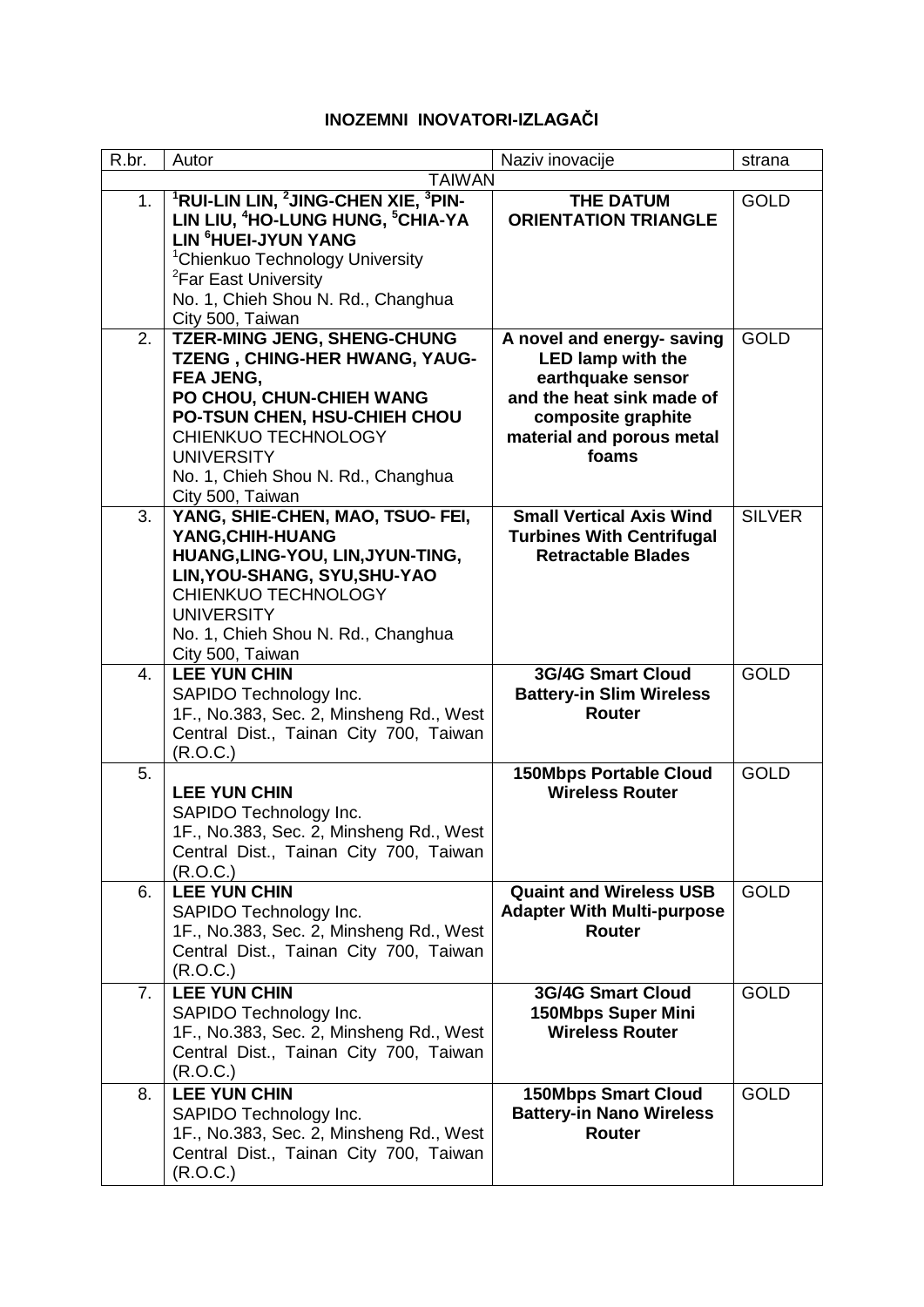# INOZEMNI INOVATORI-IZLAGAČI

| R.br. | Autor | Naziv inovacije | strana |
|---|---|---|---|
| | TAIWAN | | |
| 1. | **[1]RUI-LIN LIN, [2]JING-CHEN XIE, [3]PIN-LIN LIU, [4]HO-LUNG HUNG, [5]CHIA-YA LIN [6]HUEI-JYUN YANG** <br> [1]Chienkuo Technology University <br> [2]Far East University <br> No. 1, Chieh Shou N. Rd., Changhua City 500, Taiwan | **THE DATUM ORIENTATION TRIANGLE** | GOLD |
| 2. | **TZER-MING JENG, SHENG-CHUNG TZENG , CHING-HER HWANG, YAUG-FEA JENG, PO CHOU, CHUN-CHIEH WANG PO-TSUN CHEN, HSU-CHIEH CHOU** <br> CHIENKUO TECHNOLOGY UNIVERSITY <br> No. 1, Chieh Shou N. Rd., Changhua City 500, Taiwan | **A novel and energy- saving LED lamp with the earthquake sensor and the heat sink made of composite graphite material and porous metal foams** | GOLD |
| 3. | **YANG, SHIE-CHEN, MAO, TSUO- FEI, YANG,CHIH-HUANG HUANG,LING-YOU, LIN,JYUN-TING, LIN,YOU-SHANG, SYU,SHU-YAO** <br> CHIENKUO TECHNOLOGY UNIVERSITY <br> No. 1, Chieh Shou N. Rd., Changhua City 500, Taiwan | **Small Vertical Axis Wind Turbines With Centrifugal Retractable Blades** | SILVER |
| 4. | **LEE YUN CHIN** <br> SAPIDO Technology Inc. <br> 1F., No.383, Sec. 2, Minsheng Rd., West Central Dist., Tainan City 700, Taiwan (R.O.C.) | **3G/4G Smart Cloud Battery-in Slim Wireless Router** | GOLD |
| 5. | **LEE YUN CHIN** <br> SAPIDO Technology Inc. <br> 1F., No.383, Sec. 2, Minsheng Rd., West Central Dist., Tainan City 700, Taiwan (R.O.C.) | **150Mbps Portable Cloud Wireless Router** | GOLD |
| 6. | **LEE YUN CHIN** <br> SAPIDO Technology Inc. <br> 1F., No.383, Sec. 2, Minsheng Rd., West Central Dist., Tainan City 700, Taiwan (R.O.C.) | **Quaint and Wireless USB Adapter With Multi-purpose Router** | GOLD |
| 7. | **LEE YUN CHIN** <br> SAPIDO Technology Inc. <br> 1F., No.383, Sec. 2, Minsheng Rd., West Central Dist., Tainan City 700, Taiwan (R.O.C.) | **3G/4G Smart Cloud 150Mbps Super Mini Wireless Router** | GOLD |
| 8. | **LEE YUN CHIN** <br> SAPIDO Technology Inc. <br> 1F., No.383, Sec. 2, Minsheng Rd., West Central Dist., Tainan City 700, Taiwan (R.O.C.) | **150Mbps Smart Cloud Battery-in Nano Wireless Router** | GOLD |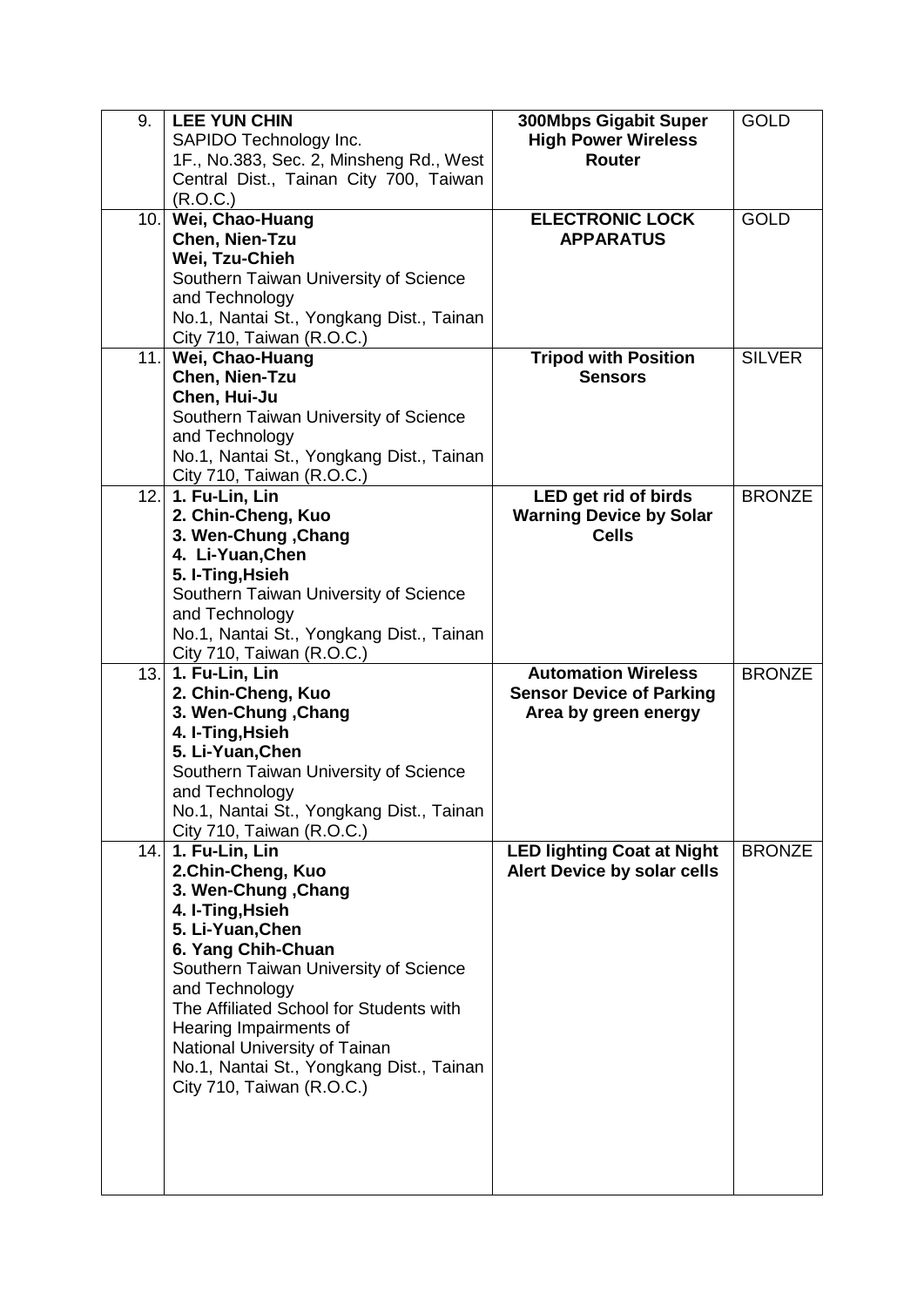| | | | |
|---|---|---|---|
| 9. | **LEE YUN CHIN**<br>SAPIDO Technology Inc.<br>1F., No.383, Sec. 2, Minsheng Rd., West Central Dist., Tainan City 700, Taiwan (R.O.C.) | **300Mbps Gigabit Super High Power Wireless Router** | GOLD |
| 10. | **Wei, Chao-Huang**<br>**Chen, Nien-Tzu**<br>**Wei, Tzu-Chieh**<br>Southern Taiwan University of Science and Technology<br>No.1, Nantai St., Yongkang Dist., Tainan City 710, Taiwan (R.O.C.) | **ELECTRONIC LOCK APPARATUS** | GOLD |
| 11. | **Wei, Chao-Huang**<br>**Chen, Nien-Tzu**<br>**Chen, Hui-Ju**<br>Southern Taiwan University of Science and Technology<br>No.1, Nantai St., Yongkang Dist., Tainan City 710, Taiwan (R.O.C.) | **Tripod with Position Sensors** | SILVER |
| 12. | **1. Fu-Lin, Lin**<br>**2. Chin-Cheng, Kuo**<br>**3. Wen-Chung ,Chang**<br>**4. Li-Yuan,Chen**<br>**5. I-Ting,Hsieh**<br>Southern Taiwan University of Science and Technology<br>No.1, Nantai St., Yongkang Dist., Tainan City 710, Taiwan (R.O.C.) | **LED get rid of birds Warning Device by Solar Cells** | BRONZE |
| 13. | **1. Fu-Lin, Lin**<br>**2. Chin-Cheng, Kuo**<br>**3. Wen-Chung ,Chang**<br>**4. I-Ting,Hsieh**<br>**5. Li-Yuan,Chen**<br>Southern Taiwan University of Science and Technology<br>No.1, Nantai St., Yongkang Dist., Tainan City 710, Taiwan (R.O.C.) | **Automation Wireless Sensor Device of Parking Area by green energy** | BRONZE |
| 14. | **1. Fu-Lin, Lin**<br>**2.Chin-Cheng, Kuo**<br>**3. Wen-Chung ,Chang**<br>**4. I-Ting,Hsieh**<br>**5. Li-Yuan,Chen**<br>**6. Yang Chih-Chuan**<br>Southern Taiwan University of Science and Technology<br>The Affiliated School for Students with Hearing Impairments of National University of Tainan<br>No.1, Nantai St., Yongkang Dist., Tainan City 710, Taiwan (R.O.C.) | **LED lighting Coat at Night Alert Device by solar cells** | BRONZE |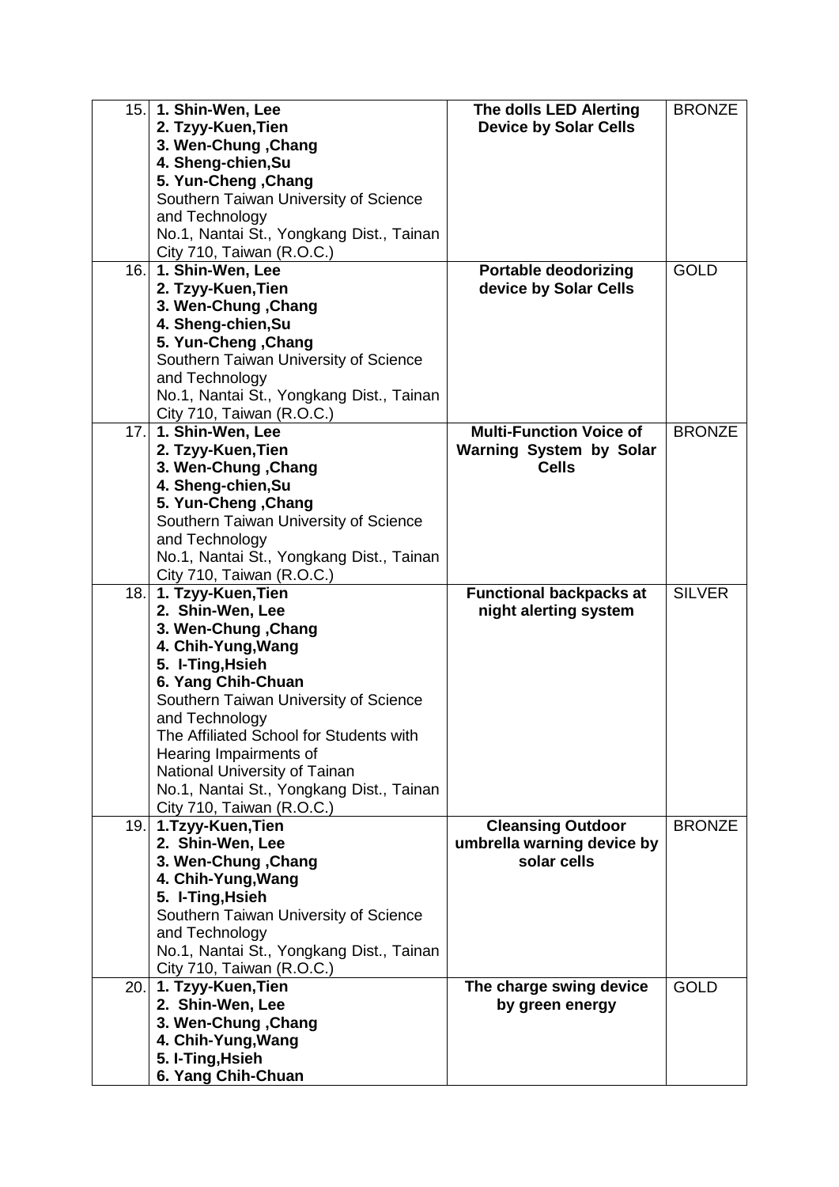| | | | |
|---|---|---|---|
| 15. | **1. Shin-Wen, Lee**<br>**2. Tzyy-Kuen,Tien**<br>**3. Wen-Chung ,Chang**<br>**4. Sheng-chien,Su**<br>**5. Yun-Cheng ,Chang**<br>Southern Taiwan University of Science and Technology<br>No.1, Nantai St., Yongkang Dist., Tainan City 710, Taiwan (R.O.C.) | **The dolls LED Alerting Device by Solar Cells** | BRONZE |
| 16. | **1. Shin-Wen, Lee**<br>**2. Tzyy-Kuen,Tien**<br>**3. Wen-Chung ,Chang**<br>**4. Sheng-chien,Su**<br>**5. Yun-Cheng ,Chang**<br>Southern Taiwan University of Science and Technology<br>No.1, Nantai St., Yongkang Dist., Tainan City 710, Taiwan (R.O.C.) | **Portable deodorizing device by Solar Cells** | GOLD |
| 17. | **1. Shin-Wen, Lee**<br>**2. Tzyy-Kuen,Tien**<br>**3. Wen-Chung ,Chang**<br>**4. Sheng-chien,Su**<br>**5. Yun-Cheng ,Chang**<br>Southern Taiwan University of Science and Technology<br>No.1, Nantai St., Yongkang Dist., Tainan City 710, Taiwan (R.O.C.) | **Multi-Function Voice of Warning System by Solar Cells** | BRONZE |
| 18. | **1. Tzyy-Kuen,Tien**<br>**2. Shin-Wen, Lee**<br>**3. Wen-Chung ,Chang**<br>**4. Chih-Yung,Wang**<br>**5. I-Ting,Hsieh**<br>**6. Yang Chih-Chuan**<br>Southern Taiwan University of Science and Technology<br>The Affiliated School for Students with Hearing Impairments of<br>National University of Tainan<br>No.1, Nantai St., Yongkang Dist., Tainan City 710, Taiwan (R.O.C.) | **Functional backpacks at night alerting system** | SILVER |
| 19. | **1.Tzyy-Kuen,Tien**<br>**2. Shin-Wen, Lee**<br>**3. Wen-Chung ,Chang**<br>**4. Chih-Yung,Wang**<br>**5. I-Ting,Hsieh**<br>Southern Taiwan University of Science and Technology<br>No.1, Nantai St., Yongkang Dist., Tainan City 710, Taiwan (R.O.C.) | **Cleansing Outdoor umbrella warning device by solar cells** | BRONZE |
| 20. | **1. Tzyy-Kuen,Tien**<br>**2. Shin-Wen, Lee**<br>**3. Wen-Chung ,Chang**<br>**4. Chih-Yung,Wang**<br>**5. I-Ting,Hsieh**<br>**6. Yang Chih-Chuan** | **The charge swing device by green energy** | GOLD |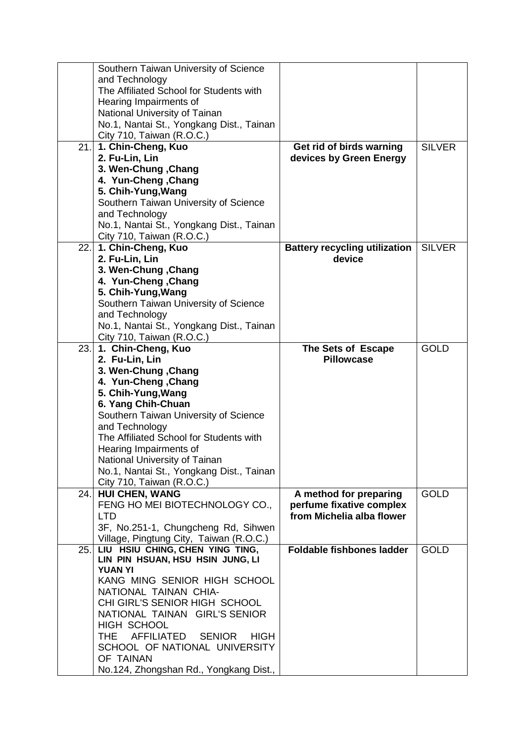| | | | |
|---|---|---|---|
| | Southern Taiwan University of Science and Technology<br>The Affiliated School for Students with Hearing Impairments of National University of Tainan<br>No.1, Nantai St., Yongkang Dist., Tainan City 710, Taiwan (R.O.C.) | | |
| 21. | **1. Chin-Cheng, Kuo**<br>**2. Fu-Lin, Lin**<br>**3. Wen-Chung ,Chang**<br>**4. Yun-Cheng ,Chang**<br>**5. Chih-Yung,Wang**<br>Southern Taiwan University of Science and Technology<br>No.1, Nantai St., Yongkang Dist., Tainan City 710, Taiwan (R.O.C.) | **Get rid of birds warning devices by Green Energy** | SILVER |
| 22. | **1. Chin-Cheng, Kuo**<br>**2. Fu-Lin, Lin**<br>**3. Wen-Chung ,Chang**<br>**4. Yun-Cheng ,Chang**<br>**5. Chih-Yung,Wang**<br>Southern Taiwan University of Science and Technology<br>No.1, Nantai St., Yongkang Dist., Tainan City 710, Taiwan (R.O.C.) | **Battery recycling utilization device** | SILVER |
| 23. | **1. Chin-Cheng, Kuo**<br>**2. Fu-Lin, Lin**<br>**3. Wen-Chung ,Chang**<br>**4. Yun-Cheng ,Chang**<br>**5. Chih-Yung,Wang**<br>**6. Yang Chih-Chuan**<br>Southern Taiwan University of Science and Technology<br>The Affiliated School for Students with Hearing Impairments of National University of Tainan<br>No.1, Nantai St., Yongkang Dist., Tainan City 710, Taiwan (R.O.C.) | **The Sets of Escape Pillowcase** | GOLD |
| 24. | **HUI CHEN, WANG**<br>FENG HO MEI BIOTECHNOLOGY CO., LTD<br>3F, No.251-1, Chungcheng Rd, Sihwen Village, Pingtung City, Taiwan (R.O.C.) | **A method for preparing perfume fixative complex from Michelia alba flower** | GOLD |
| 25. | **LIU HSIU CHING, CHEN YING TING, LIN PIN HSUAN, HSU HSIN JUNG, LI YUAN YI**<br>KANG MING SENIOR HIGH SCHOOL<br>NATIONAL TAINAN CHIA-CHI GIRL'S SENIOR HIGH SCHOOL<br>NATIONAL TAINAN GIRL'S SENIOR HIGH SCHOOL<br>THE AFFILIATED SENIOR HIGH SCHOOL OF NATIONAL UNIVERSITY OF TAINAN<br>No.124, Zhongshan Rd., Yongkang Dist., | **Foldable fishbones ladder** | GOLD |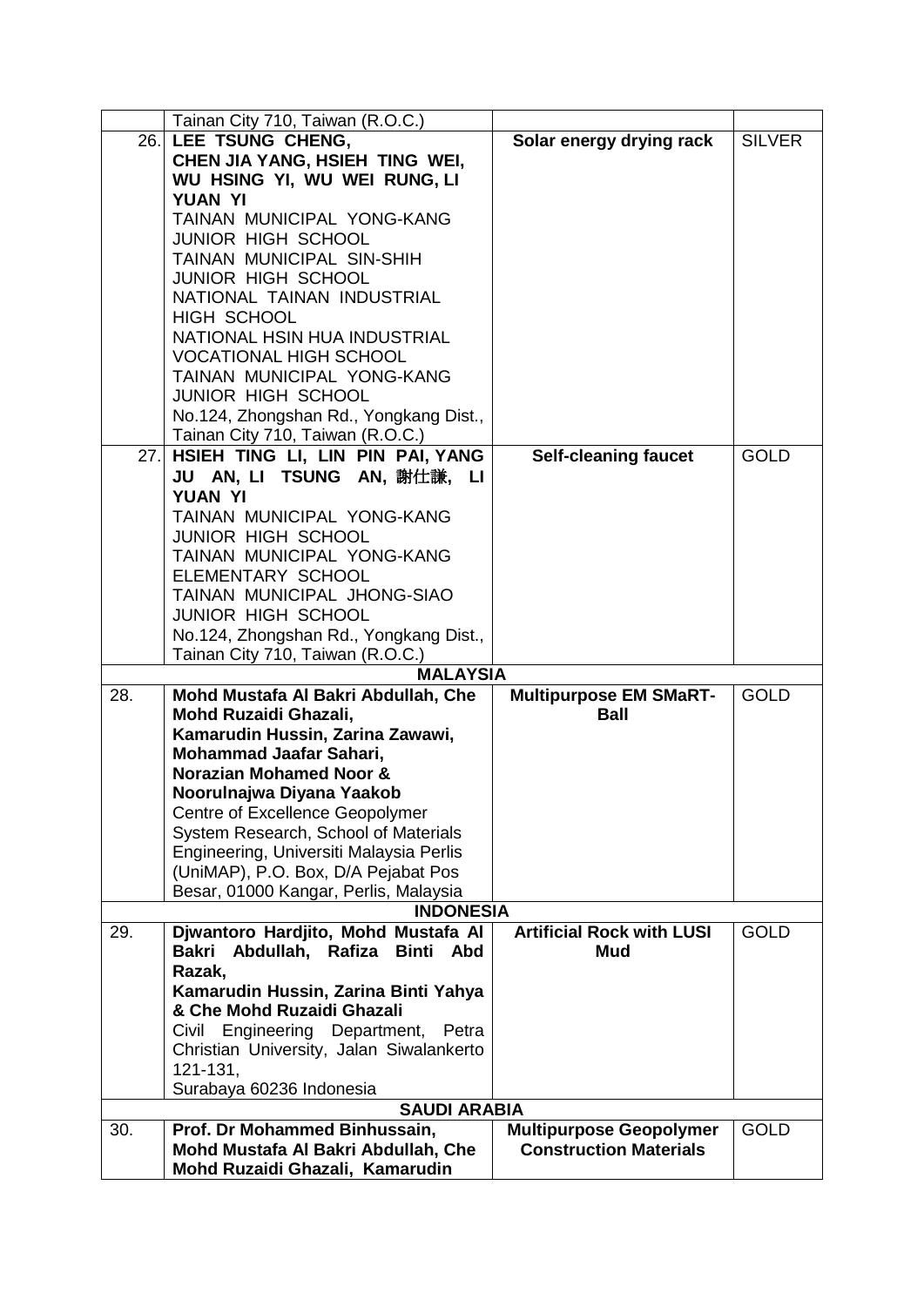| | | | |
|---|---|---|---|
| | Tainan City 710, Taiwan (R.O.C.) | | |
| 26. | **LEE TSUNG CHENG, CHEN JIA YANG, HSIEH TING WEI, WU HSING YI, WU WEI RUNG, LI YUAN YI** TAINAN MUNICIPAL YONG-KANG JUNIOR HIGH SCHOOL TAINAN MUNICIPAL SIN-SHIH JUNIOR HIGH SCHOOL NATIONAL TAINAN INDUSTRIAL HIGH SCHOOL NATIONAL HSIN HUA INDUSTRIAL VOCATIONAL HIGH SCHOOL TAINAN MUNICIPAL YONG-KANG JUNIOR HIGH SCHOOL No.124, Zhongshan Rd., Yongkang Dist., Tainan City 710, Taiwan (R.O.C.) | **Solar energy drying rack** | SILVER |
| 27. | **HSIEH TING LI, LIN PIN PAI, YANG JU AN, LI TSUNG AN, 謝仕謙, LI YUAN YI** TAINAN MUNICIPAL YONG-KANG JUNIOR HIGH SCHOOL TAINAN MUNICIPAL YONG-KANG ELEMENTARY SCHOOL TAINAN MUNICIPAL JHONG-SIAO JUNIOR HIGH SCHOOL No.124, Zhongshan Rd., Yongkang Dist., Tainan City 710, Taiwan (R.O.C.) | **Self-cleaning faucet** | GOLD |
| | **MALAYSIA** | | |
| 28. | **Mohd Mustafa Al Bakri Abdullah, Che Mohd Ruzaidi Ghazali, Kamarudin Hussin, Zarina Zawawi, Mohammad Jaafar Sahari, Norazian Mohamed Noor & Noorulnajwa Diyana Yaakob** Centre of Excellence Geopolymer System Research, School of Materials Engineering, Universiti Malaysia Perlis (UniMAP), P.O. Box, D/A Pejabat Pos Besar, 01000 Kangar, Perlis, Malaysia | **Multipurpose EM SMaRT-Ball** | GOLD |
| | **INDONESIA** | | |
| 29. | **Djwantoro Hardjito, Mohd Mustafa Al Bakri Abdullah, Rafiza Binti Abd Razak, Kamarudin Hussin, Zarina Binti Yahya & Che Mohd Ruzaidi Ghazali** Civil Engineering Department, Petra Christian University, Jalan Siwalankerto 121-131, Surabaya 60236 Indonesia | **Artificial Rock with LUSI Mud** | GOLD |
| | **SAUDI ARABIA** | | |
| 30. | **Prof. Dr Mohammed Binhussain, Mohd Mustafa Al Bakri Abdullah, Che Mohd Ruzaidi Ghazali, Kamarudin** | **Multipurpose Geopolymer Construction Materials** | GOLD |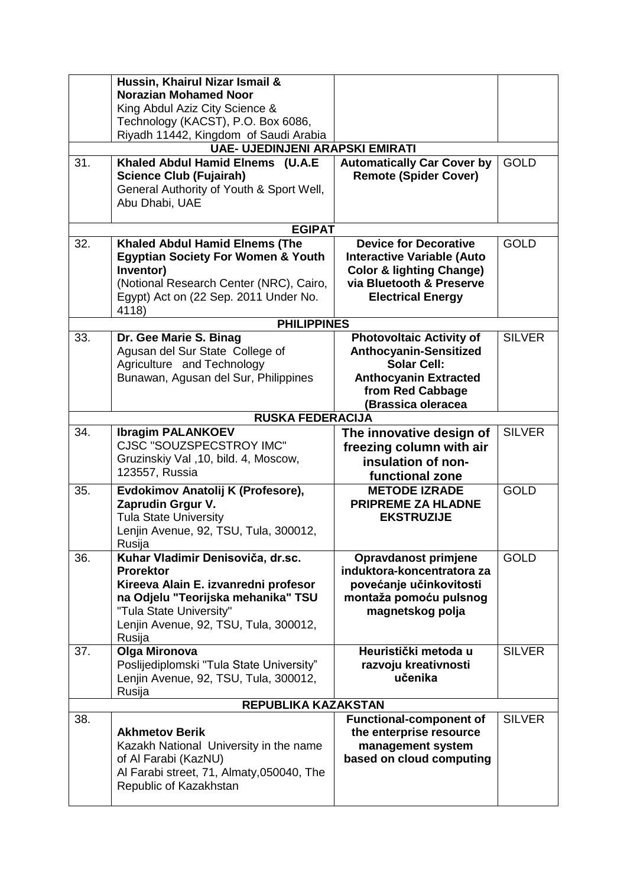| | | | |
|---|---|---|---|
| | **Hussin, Khairul Nizar Ismail & Norazian Mohamed Noor** King Abdul Aziz City Science & Technology (KACST), P.O. Box 6086, Riyadh 11442, Kingdom of Saudi Arabia | | |
| | **UAE- UJEDINJENI ARAPSKI EMIRATI** | | |
| 31. | **Khaled Abdul Hamid Elnems (U.A.E Science Club (Fujairah)** General Authority of Youth & Sport Well, Abu Dhabi, UAE | **Automatically Car Cover by Remote (Spider Cover)** | GOLD |
| | **EGIPAT** | | |
| 32. | **Khaled Abdul Hamid Elnems (The Egyptian Society For Women & Youth Inventor)** (Notional Research Center (NRC), Cairo, Egypt) Act on (22 Sep. 2011 Under No. 4118) | **Device for Decorative Interactive Variable (Auto Color & lighting Change) via Bluetooth & Preserve Electrical Energy** | GOLD |
| | **PHILIPPINES** | | |
| 33. | **Dr. Gee Marie S. Binag** Agusan del Sur State College of Agriculture and Technology Bunawan, Agusan del Sur, Philippines | **Photovoltaic Activity of Anthocyanin-Sensitized Solar Cell: Anthocyanin Extracted from Red Cabbage (Brassica oleracea** | SILVER |
| | **RUSKA FEDERACIJA** | | |
| 34. | **Ibragim PALANKOEV** CJSC "SOUZSPECSTROY IMC" Gruzinskiy Val ,10, bild. 4, Moscow, 123557, Russia | **The innovative design of freezing column with air insulation of non-functional zone** | SILVER |
| 35. | **Evdokimov Anatolij K (Profesore), Zaprudin Grgur V.** Tula State University Lenjin Avenue, 92, TSU, Tula, 300012, Rusija | **METODE IZRADE PRIPREME ZA HLADNE EKSTRUZIJE** | GOLD |
| 36. | **Kuhar Vladimir Denisoviča, dr.sc. Prorektor Kireeva Alain E. izvanredni profesor na Odjelu "Teorijska mehanika" TSU** "Tula State University" Lenjin Avenue, 92, TSU, Tula, 300012, Rusija | **Opravdanost primjene induktora-koncentratora za povećanje učinkovitosti montaža pomoću pulsnog magnetskog polja** | GOLD |
| 37. | **Olga Mironova** Poslijediplomski "Tula State University" Lenjin Avenue, 92, TSU, Tula, 300012, Rusija | **Heuristički metoda u razvoju kreativnosti učenika** | SILVER |
| | **REPUBLIKA KAZAKSTAN** | | |
| 38. | **Akhmetov Berik** Kazakh National University in the name of Al Farabi (KazNU) Al Farabi street, 71, Almaty,050040, The Republic of Kazakhstan | **Functional-component of the enterprise resource management system based on cloud computing** | SILVER |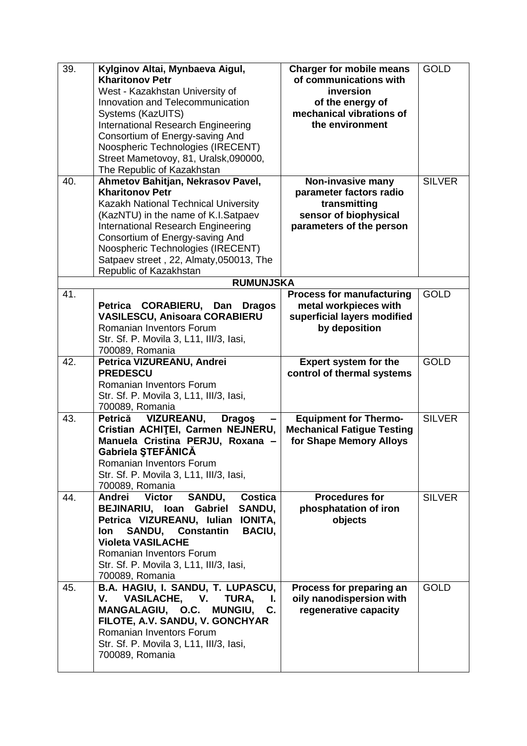| | | | |
|---|---|---|---|
| 39. | **Kylginov Altai, Mynbaeva Aigul, Kharitonov Petr** West - Kazakhstan University of Innovation and Telecommunication Systems (KazUITS) International Research Engineering Consortium of Energy-saving And Noospheric Technologies (IRECENT) Street Mametovoy, 81, Uralsk,090000, The Republic of Kazakhstan | **Charger for mobile means of communications with inversion of the energy of mechanical vibrations of the environment** | GOLD |
| 40. | **Ahmetov Bahitjan, Nekrasov Pavel, Kharitonov Petr** Kazakh National Technical University (KazNTU) in the name of K.I.Satpaev International Research Engineering Consortium of Energy-saving And Noospheric Technologies (IRECENT) Satpaev street , 22, Almaty,050013, The Republic of Kazakhstan | **Non-invasive many parameter factors radio transmitting sensor of biophysical parameters of the person** | SILVER |
| | **RUMUNJSKA** | | |
| 41. | **Petrica CORABIERU, Dan Dragos VASILESCU, Anisoara CORABIERU** Romanian Inventors Forum Str. Sf. P. Movila 3, L11, III/3, Iasi, 700089, Romania | **Process for manufacturing metal workpieces with superficial layers modified by deposition** | GOLD |
| 42. | **Petrica VIZUREANU, Andrei PREDESCU** Romanian Inventors Forum Str. Sf. P. Movila 3, L11, III/3, Iasi, 700089, Romania | **Expert system for the control of thermal systems** | GOLD |
| 43. | **Petrică VIZUREANU, Dragoş – Cristian ACHIŢEI, Carmen NEJNERU, Manuela Cristina PERJU, Roxana – Gabriela ŞTEFĂNICĂ** Romanian Inventors Forum Str. Sf. P. Movila 3, L11, III/3, Iasi, 700089, Romania | **Equipment for Thermo-Mechanical Fatigue Testing for Shape Memory Alloys** | SILVER |
| 44. | **Andrei Victor SANDU, Costica BEJINARIU, Ioan Gabriel SANDU, Petrica VIZUREANU, Iulian IONITA, Ion SANDU, Constantin BACIU, Violeta VASILACHE** Romanian Inventors Forum Str. Sf. P. Movila 3, L11, III/3, Iasi, 700089, Romania | **Procedures for phosphatation of iron objects** | SILVER |
| 45. | **B.A. HAGIU, I. SANDU, T. LUPASCU, V. VASILACHE, V. TURA, I. MANGALAGIU, O.C. MUNGIU, C. FILOTE, A.V. SANDU, V. GONCHYAR** Romanian Inventors Forum Str. Sf. P. Movila 3, L11, III/3, Iasi, 700089, Romania | **Process for preparing an oily nanodispersion with regenerative capacity** | GOLD |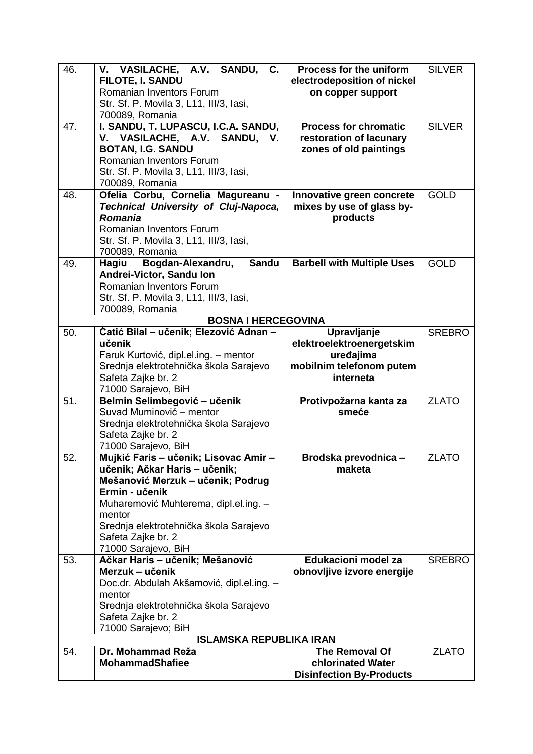| 46. | **V. VASILACHE, A.V. SANDU, C. FILOTE, I. SANDU**<br>Romanian Inventors Forum<br>Str. Sf. P. Movila 3, L11, III/3, Iasi, 700089, Romania | **Process for the uniform electrodeposition of nickel on copper support** | SILVER |
|---|---|---|---|
| 47. | **I. SANDU, T. LUPASCU, I.C.A. SANDU, V. VASILACHE, A.V. SANDU, V. BOTAN, I.G. SANDU**<br>Romanian Inventors Forum<br>Str. Sf. P. Movila 3, L11, III/3, Iasi, 700089, Romania | **Process for chromatic restoration of lacunary zones of old paintings** | SILVER |
| 48. | **Ofelia Corbu, Cornelia Magureanu - *Technical University of Cluj-Napoca, Romania***<br>Romanian Inventors Forum<br>Str. Sf. P. Movila 3, L11, III/3, Iasi, 700089, Romania | **Innovative green concrete mixes by use of glass by-products** | GOLD |
| 49. | **Hagiu Bogdan-Alexandru, Sandu Andrei-Victor, Sandu Ion**<br>Romanian Inventors Forum<br>Str. Sf. P. Movila 3, L11, III/3, Iasi, 700089, Romania | **Barbell with Multiple Uses** | GOLD |
| | **BOSNA I HERCEGOVINA** | | |
| 50. | **Ćatić Bilal – učenik; Elezović Adnan – učenik**<br>Faruk Kurtović, dipl.el.ing. – mentor<br>Srednja elektrotehnička škola Sarajevo<br>Safeta Zajke br. 2<br>71000 Sarajevo, BiH | **Upravljanje elektroelektroenergetskim uređajima mobilnim telefonom putem interneta** | SREBRO |
| 51. | **Belmin Selimbegović – učenik**<br>Suvad Muminović – mentor<br>Srednja elektrotehnička škola Sarajevo<br>Safeta Zajke br. 2<br>71000 Sarajevo, BiH | **Protivpožarna kanta za smeće** | ZLATO |
| 52. | **Mujkić Faris – učenik; Lisovac Amir – učenik; Ačkar Haris – učenik; Mešanović Merzuk – učenik; Podrug Ermin - učenik**<br>Muharemović Muhterema, dipl.el.ing. – mentor<br>Srednja elektrotehnička škola Sarajevo<br>Safeta Zajke br. 2<br>71000 Sarajevo, BiH | **Brodska prevodnica – maketa** | ZLATO |
| 53. | **Ačkar Haris – učenik; Mešanović Merzuk – učenik**<br>Doc.dr. Abdulah Akšamović, dipl.el.ing. – mentor<br>Srednja elektrotehnička škola Sarajevo<br>Safeta Zajke br. 2<br>71000 Sarajevo; BiH | **Edukacioni model za obnovljive izvore energije** | SREBRO |
| | **ISLAMSKA REPUBLIKA IRAN** | | |
| 54. | **Dr. Mohammad Reža MohammadShafiee** | **The Removal Of chlorinated Water Disinfection By-Products** | ZLATO |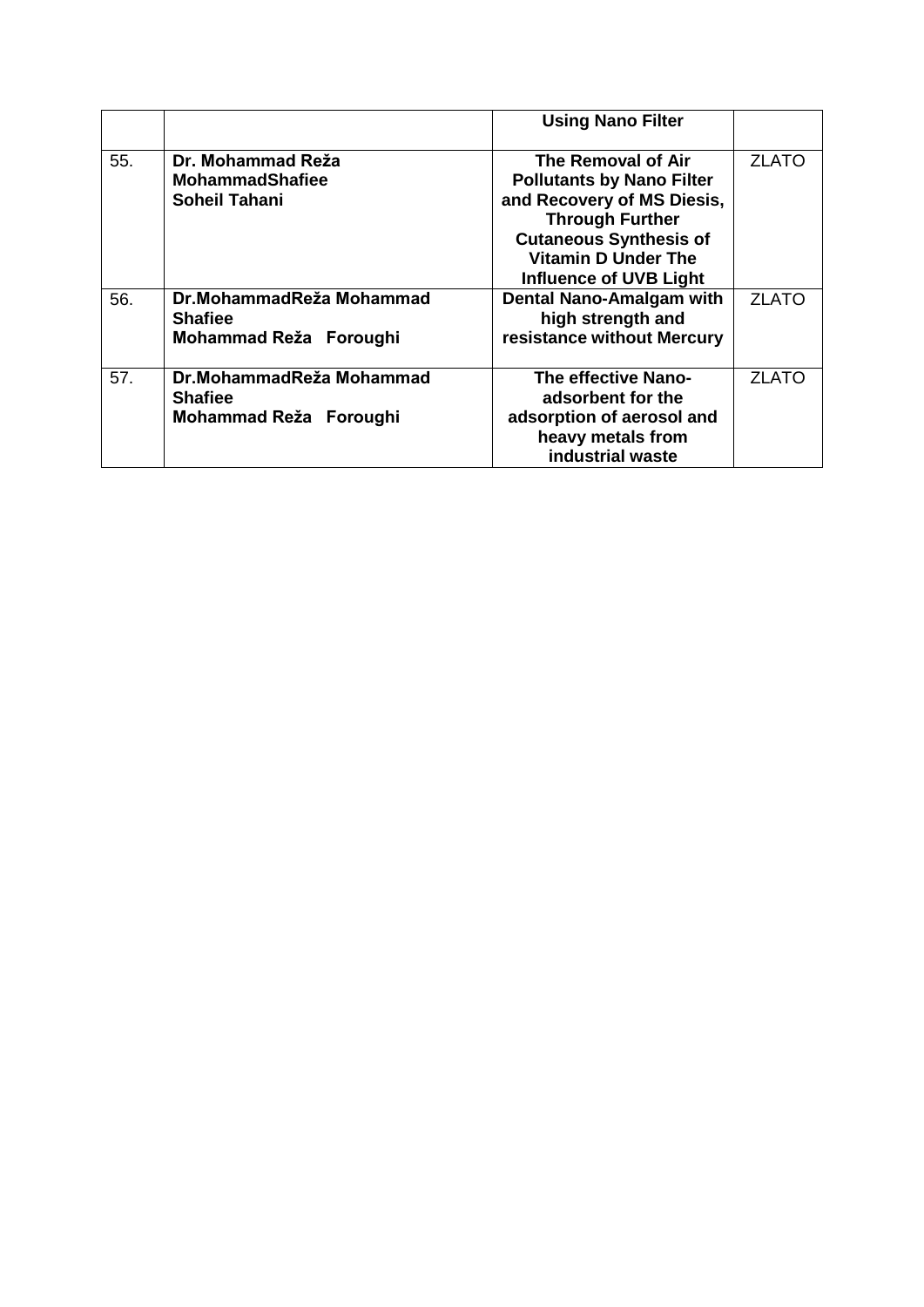| | | | |
|---|---|---|---|
| | | **Using Nano Filter** | |
| 55. | **Dr. Mohammad Reža MohammadShafiee Soheil Tahani** | **The Removal of Air Pollutants by Nano Filter and Recovery of MS Diesis, Through Further Cutaneous Synthesis of Vitamin D Under The Influence of UVB Light** | ZLATO |
| 56. | **Dr.MohammadReža Mohammad Shafiee Mohammad Reža Foroughi** | **Dental Nano-Amalgam with high strength and resistance without Mercury** | ZLATO |
| 57. | **Dr.MohammadReža Mohammad Shafiee Mohammad Reža Foroughi** | **The effective Nano-adsorbent for the adsorption of aerosol and heavy metals from industrial waste** | ZLATO |